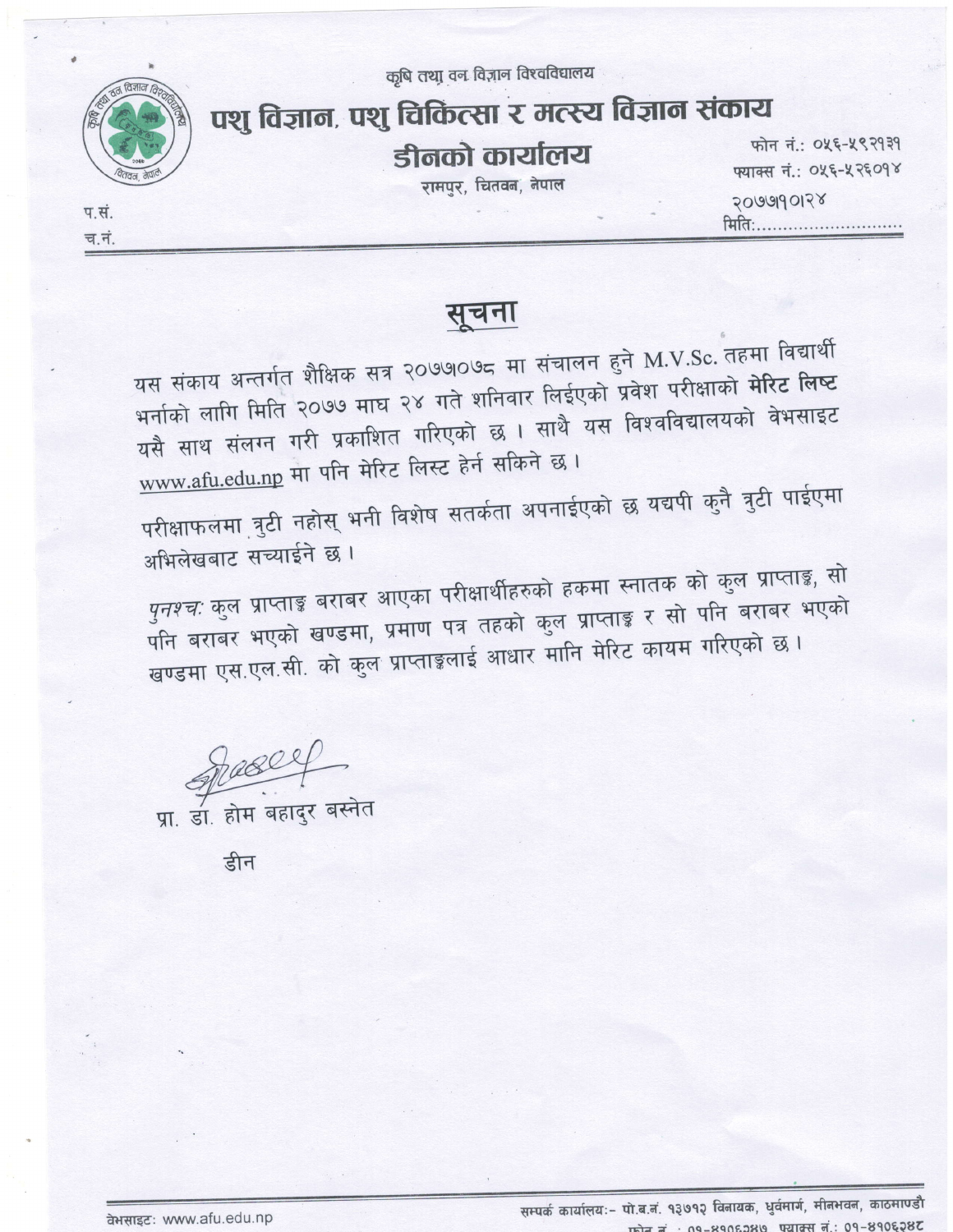कृषि तथा वन विज्ञान विश्वविद्यालय

# पशु विज्ञान, पशु चिकित्सा र मत्स्य विज्ञान संकाय

## डीनको कार्यालय

रामपुर, चितवन, नेपाल

फोन नं.: ०५६-५९२१३१
फ्याक्स नं.: ०५६-५२६०१४

प.सं.
च.नं.

मिति: २०७७।१०।२४

## सूचना

यस संकाय अन्तर्गत शैक्षिक सत्र २०७७।०७८ मा संचालन हुने M.V.Sc. तहमा विद्यार्थी भर्नाको लागि मिति २०७७ माघ २४ गते शनिवार लिईएको प्रवेश परीक्षाको **मेरिट लिष्ट** यसै साथ संलग्न गरी प्रकाशित गरिएको छ । साथै यस विश्वविद्यालयको वेभसाइट www.afu.edu.np मा पनि मेरिट लिस्ट हेर्न सकिने छ ।

परीक्षाफलमा त्रुटी नहोस् भनी विशेष सतर्कता अपनाईएको छ यद्यपी कुनै त्रुटी पाईएमा अभिलेखबाट सच्याईने छ ।

*पुनश्च:* कुल प्राप्ताङ्क बराबर आएका परीक्षार्थीहरुको हकमा स्नातक को कुल प्राप्ताङ्क, सो पनि बराबर भएको खण्डमा, प्रमाण पत्र तहको कुल प्राप्ताङ्क र सो पनि बराबर भएको खण्डमा एस.एल.सी. को कुल प्राप्ताङ्कलाई आधार मानि मेरिट कायम गरिएको छ ।

प्रा. डा. होम बहादुर बस्नेत

डीन

वेभसाइट: www.afu.edu.np

सम्पर्क कार्यालय:- पो.ब.नं. १३७१२ विनायक, धुर्वमार्ग, मीनभवन, काठमाण्डौ
फोन नं.: ०१-४१०६३४७, फ्याक्स नं.: ०१-४१०६३४८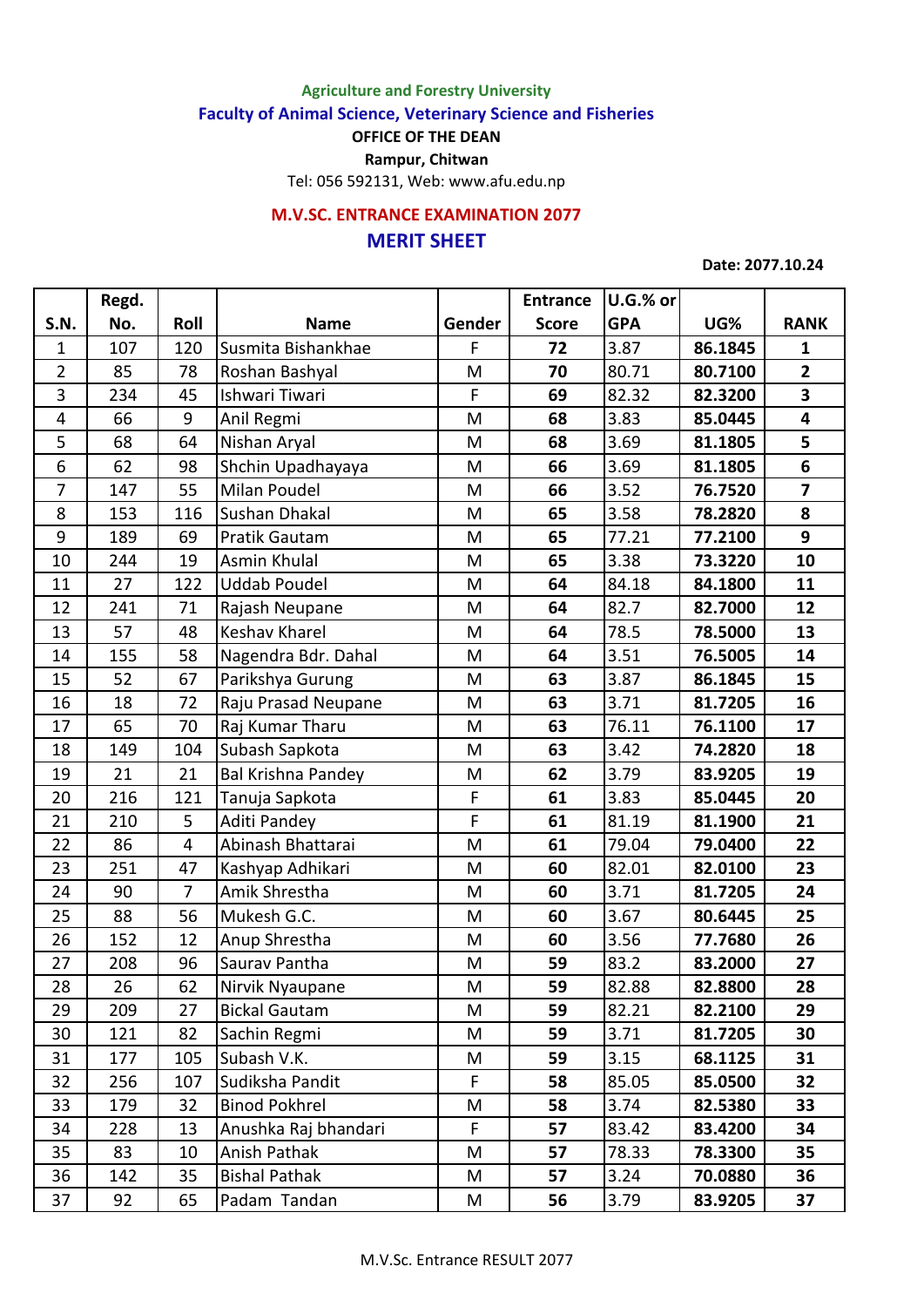**Agriculture and Forestry University**

**Faculty of Animal Science, Veterinary Science and Fisheries**

**OFFICE OF THE DEAN**

**Rampur, Chitwan**

Tel: 056 592131, Web: www.afu.edu.np

## M.V.SC. ENTRANCE EXAMINATION 2077

## MERIT SHEET

**Date: 2077.10.24**

| S.N. | Regd. No. | Roll | Name | Gender | Entrance Score | U.G.% or GPA | UG% | RANK |
|---|---|---|---|---|---|---|---|---|
| 1 | 107 | 120 | Susmita Bishankhae | F | **72** | 3.87 | **86.1845** | **1** |
| 2 | 85 | 78 | Roshan Bashyal | M | **70** | 80.71 | **80.7100** | **2** |
| 3 | 234 | 45 | Ishwari Tiwari | F | **69** | 82.32 | **82.3200** | **3** |
| 4 | 66 | 9 | Anil Regmi | M | **68** | 3.83 | **85.0445** | **4** |
| 5 | 68 | 64 | Nishan Aryal | M | **68** | 3.69 | **81.1805** | **5** |
| 6 | 62 | 98 | Shchin Upadhayaya | M | **66** | 3.69 | **81.1805** | **6** |
| 7 | 147 | 55 | Milan Poudel | M | **66** | 3.52 | **76.7520** | **7** |
| 8 | 153 | 116 | Sushan Dhakal | M | **65** | 3.58 | **78.2820** | **8** |
| 9 | 189 | 69 | Pratik Gautam | M | **65** | 77.21 | **77.2100** | **9** |
| 10 | 244 | 19 | Asmin Khulal | M | **65** | 3.38 | **73.3220** | **10** |
| 11 | 27 | 122 | Uddab Poudel | M | **64** | 84.18 | **84.1800** | **11** |
| 12 | 241 | 71 | Rajash Neupane | M | **64** | 82.7 | **82.7000** | **12** |
| 13 | 57 | 48 | Keshav Kharel | M | **64** | 78.5 | **78.5000** | **13** |
| 14 | 155 | 58 | Nagendra Bdr. Dahal | M | **64** | 3.51 | **76.5005** | **14** |
| 15 | 52 | 67 | Parikshya Gurung | M | **63** | 3.87 | **86.1845** | **15** |
| 16 | 18 | 72 | Raju Prasad Neupane | M | **63** | 3.71 | **81.7205** | **16** |
| 17 | 65 | 70 | Raj Kumar Tharu | M | **63** | 76.11 | **76.1100** | **17** |
| 18 | 149 | 104 | Subash Sapkota | M | **63** | 3.42 | **74.2820** | **18** |
| 19 | 21 | 21 | Bal Krishna Pandey | M | **62** | 3.79 | **83.9205** | **19** |
| 20 | 216 | 121 | Tanuja Sapkota | F | **61** | 3.83 | **85.0445** | **20** |
| 21 | 210 | 5 | Aditi Pandey | F | **61** | 81.19 | **81.1900** | **21** |
| 22 | 86 | 4 | Abinash Bhattarai | M | **61** | 79.04 | **79.0400** | **22** |
| 23 | 251 | 47 | Kashyap Adhikari | M | **60** | 82.01 | **82.0100** | **23** |
| 24 | 90 | 7 | Amik Shrestha | M | **60** | 3.71 | **81.7205** | **24** |
| 25 | 88 | 56 | Mukesh G.C. | M | **60** | 3.67 | **80.6445** | **25** |
| 26 | 152 | 12 | Anup Shrestha | M | **60** | 3.56 | **77.7680** | **26** |
| 27 | 208 | 96 | Saurav Pantha | M | **59** | 83.2 | **83.2000** | **27** |
| 28 | 26 | 62 | Nirvik Nyaupane | M | **59** | 82.88 | **82.8800** | **28** |
| 29 | 209 | 27 | Bickal Gautam | M | **59** | 82.21 | **82.2100** | **29** |
| 30 | 121 | 82 | Sachin Regmi | M | **59** | 3.71 | **81.7205** | **30** |
| 31 | 177 | 105 | Subash V.K. | M | **59** | 3.15 | **68.1125** | **31** |
| 32 | 256 | 107 | Sudiksha Pandit | F | **58** | 85.05 | **85.0500** | **32** |
| 33 | 179 | 32 | Binod Pokhrel | M | **58** | 3.74 | **82.5380** | **33** |
| 34 | 228 | 13 | Anushka Raj bhandari | F | **57** | 83.42 | **83.4200** | **34** |
| 35 | 83 | 10 | Anish Pathak | M | **57** | 78.33 | **78.3300** | **35** |
| 36 | 142 | 35 | Bishal Pathak | M | **57** | 3.24 | **70.0880** | **36** |
| 37 | 92 | 65 | Padam Tandan | M | **56** | 3.79 | **83.9205** | **37** |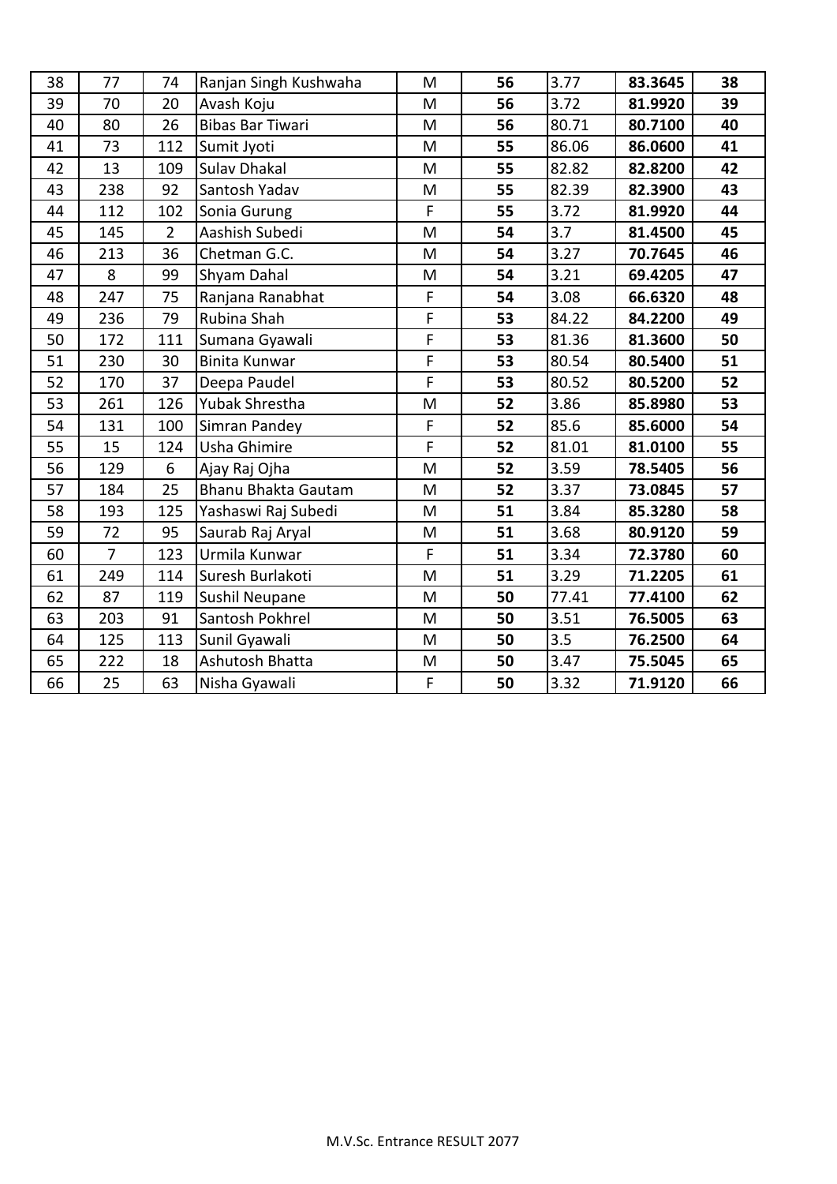| | | | | | | | | |
|---|---|---|---|---|---|---|---|---|
| 38 | 77 | 74 | Ranjan Singh Kushwaha | M | **56** | 3.77 | **83.3645** | **38** |
| 39 | 70 | 20 | Avash Koju | M | **56** | 3.72 | **81.9920** | **39** |
| 40 | 80 | 26 | Bibas Bar Tiwari | M | **56** | 80.71 | **80.7100** | **40** |
| 41 | 73 | 112 | Sumit Jyoti | M | **55** | 86.06 | **86.0600** | **41** |
| 42 | 13 | 109 | Sulav Dhakal | M | **55** | 82.82 | **82.8200** | **42** |
| 43 | 238 | 92 | Santosh Yadav | M | **55** | 82.39 | **82.3900** | **43** |
| 44 | 112 | 102 | Sonia Gurung | F | **55** | 3.72 | **81.9920** | **44** |
| 45 | 145 | 2 | Aashish Subedi | M | **54** | 3.7 | **81.4500** | **45** |
| 46 | 213 | 36 | Chetman G.C. | M | **54** | 3.27 | **70.7645** | **46** |
| 47 | 8 | 99 | Shyam Dahal | M | **54** | 3.21 | **69.4205** | **47** |
| 48 | 247 | 75 | Ranjana Ranabhat | F | **54** | 3.08 | **66.6320** | **48** |
| 49 | 236 | 79 | Rubina Shah | F | **53** | 84.22 | **84.2200** | **49** |
| 50 | 172 | 111 | Sumana Gyawali | F | **53** | 81.36 | **81.3600** | **50** |
| 51 | 230 | 30 | Binita Kunwar | F | **53** | 80.54 | **80.5400** | **51** |
| 52 | 170 | 37 | Deepa Paudel | F | **53** | 80.52 | **80.5200** | **52** |
| 53 | 261 | 126 | Yubak Shrestha | M | **52** | 3.86 | **85.8980** | **53** |
| 54 | 131 | 100 | Simran Pandey | F | **52** | 85.6 | **85.6000** | **54** |
| 55 | 15 | 124 | Usha Ghimire | F | **52** | 81.01 | **81.0100** | **55** |
| 56 | 129 | 6 | Ajay Raj Ojha | M | **52** | 3.59 | **78.5405** | **56** |
| 57 | 184 | 25 | Bhanu Bhakta Gautam | M | **52** | 3.37 | **73.0845** | **57** |
| 58 | 193 | 125 | Yashaswi Raj Subedi | M | **51** | 3.84 | **85.3280** | **58** |
| 59 | 72 | 95 | Saurab Raj Aryal | M | **51** | 3.68 | **80.9120** | **59** |
| 60 | 7 | 123 | Urmila Kunwar | F | **51** | 3.34 | **72.3780** | **60** |
| 61 | 249 | 114 | Suresh Burlakoti | M | **51** | 3.29 | **71.2205** | **61** |
| 62 | 87 | 119 | Sushil Neupane | M | **50** | 77.41 | **77.4100** | **62** |
| 63 | 203 | 91 | Santosh Pokhrel | M | **50** | 3.51 | **76.5005** | **63** |
| 64 | 125 | 113 | Sunil Gyawali | M | **50** | 3.5 | **76.2500** | **64** |
| 65 | 222 | 18 | Ashutosh Bhatta | M | **50** | 3.47 | **75.5045** | **65** |
| 66 | 25 | 63 | Nisha Gyawali | F | **50** | 3.32 | **71.9120** | **66** |

M.V.Sc. Entrance RESULT 2077